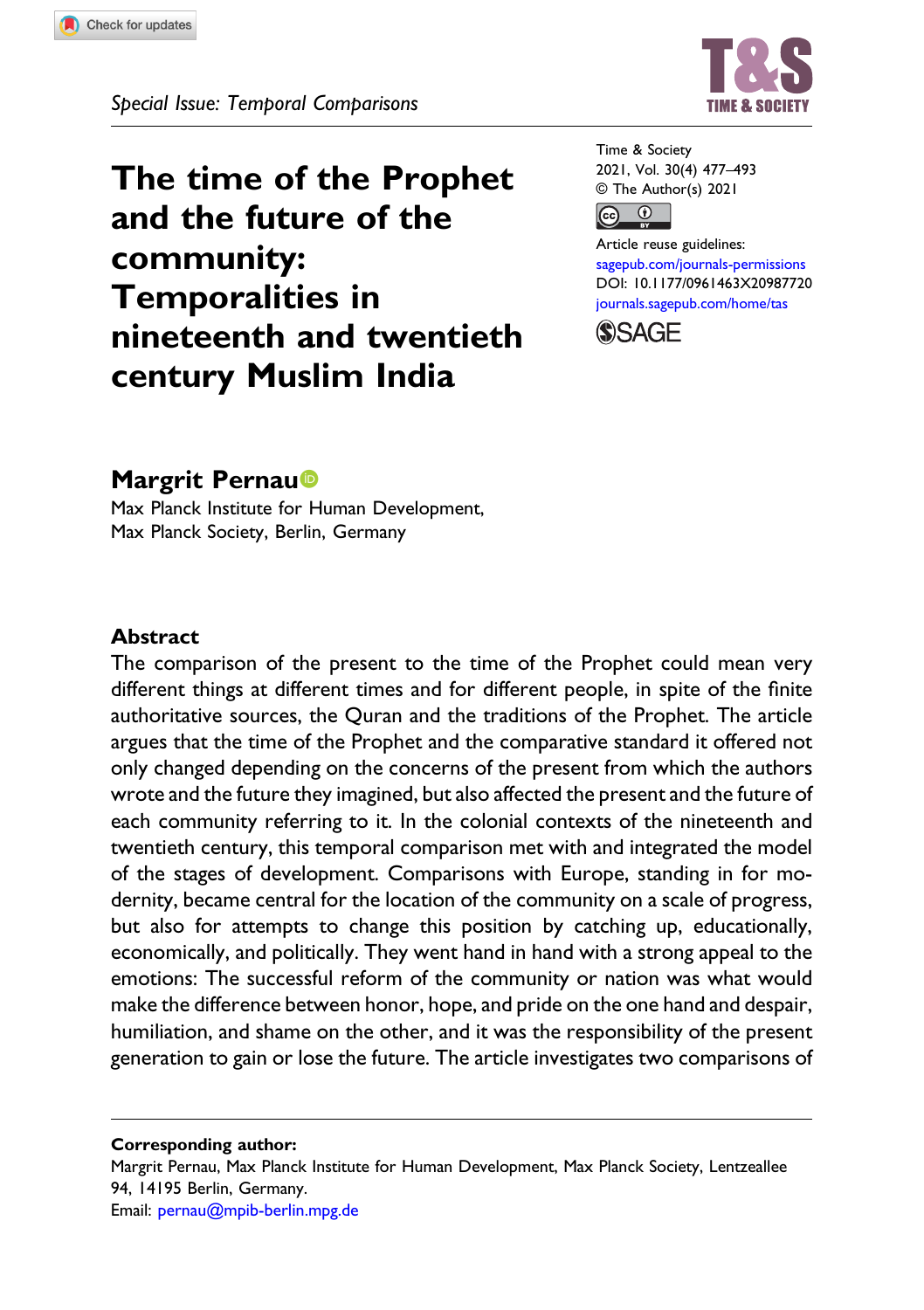Special Issue: Temporal Comparisons

# The time of the Prophet and the future of the community: Temporalities in nineteenth and twentieth century Muslim India

DOI: 10.1177/0961463X20987720

**Margrit Pernau**

Max Planck Institute for Human Development, Max Planck Society, Berlin, Germany

## Abstract

The comparison of the present to the time of the Prophet could mean very different things at different times and for different people, in spite of the finite authoritative sources, the Quran and the traditions of the Prophet. The article argues that the time of the Prophet and the comparative standard it offered not only changed depending on the concerns of the present from which the authors wrote and the future they imagined, but also affected the present and the future of each community referring to it. In the colonial contexts of the nineteenth and twentieth century, this temporal comparison met with and integrated the model of the stages of development. Comparisons with Europe, standing in for modernity, became central for the location of the community on a scale of progress, but also for attempts to change this position by catching up, educationally, economically, and politically. They went hand in hand with a strong appeal to the emotions: The successful reform of the community or nation was what would make the difference between honor, hope, and pride on the one hand and despair, humiliation, and shame on the other, and it was the responsibility of the present generation to gain or lose the future. The article investigates two comparisons of

---

**Corresponding author:**
Margrit Pernau, Max Planck Institute for Human Development, Max Planck Society, Lentzeallee 94, 14195 Berlin, Germany.
Email: pernau@mpib-berlin.mpg.de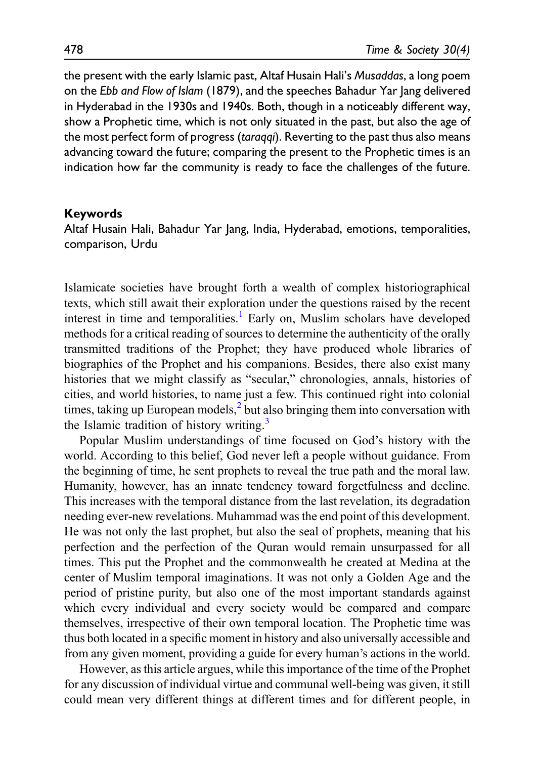the present with the early Islamic past, Altaf Husain Hali's *Musaddas*, a long poem on the *Ebb and Flow of Islam* (1879), and the speeches Bahadur Yar Jang delivered in Hyderabad in the 1930s and 1940s. Both, though in a noticeably different way, show a Prophetic time, which is not only situated in the past, but also the age of the most perfect form of progress (*taraqqi*). Reverting to the past thus also means advancing toward the future; comparing the present to the Prophetic times is an indication how far the community is ready to face the challenges of the future.

### Keywords

Altaf Husain Hali, Bahadur Yar Jang, India, Hyderabad, emotions, temporalities, comparison, Urdu

Islamicate societies have brought forth a wealth of complex historiographical texts, which still await their exploration under the questions raised by the recent interest in time and temporalities.[1] Early on, Muslim scholars have developed methods for a critical reading of sources to determine the authenticity of the orally transmitted traditions of the Prophet; they have produced whole libraries of biographies of the Prophet and his companions. Besides, there also exist many histories that we might classify as "secular," chronologies, annals, histories of cities, and world histories, to name just a few. This continued right into colonial times, taking up European models,[2] but also bringing them into conversation with the Islamic tradition of history writing.[3]

Popular Muslim understandings of time focused on God's history with the world. According to this belief, God never left a people without guidance. From the beginning of time, he sent prophets to reveal the true path and the moral law. Humanity, however, has an innate tendency toward forgetfulness and decline. This increases with the temporal distance from the last revelation, its degradation needing ever-new revelations. Muhammad was the end point of this development. He was not only the last prophet, but also the seal of prophets, meaning that his perfection and the perfection of the Quran would remain unsurpassed for all times. This put the Prophet and the commonwealth he created at Medina at the center of Muslim temporal imaginations. It was not only a Golden Age and the period of pristine purity, but also one of the most important standards against which every individual and every society would be compared and compare themselves, irrespective of their own temporal location. The Prophetic time was thus both located in a specific moment in history and also universally accessible and from any given moment, providing a guide for every human's actions in the world.

However, as this article argues, while this importance of the time of the Prophet for any discussion of individual virtue and communal well-being was given, it still could mean very different things at different times and for different people, in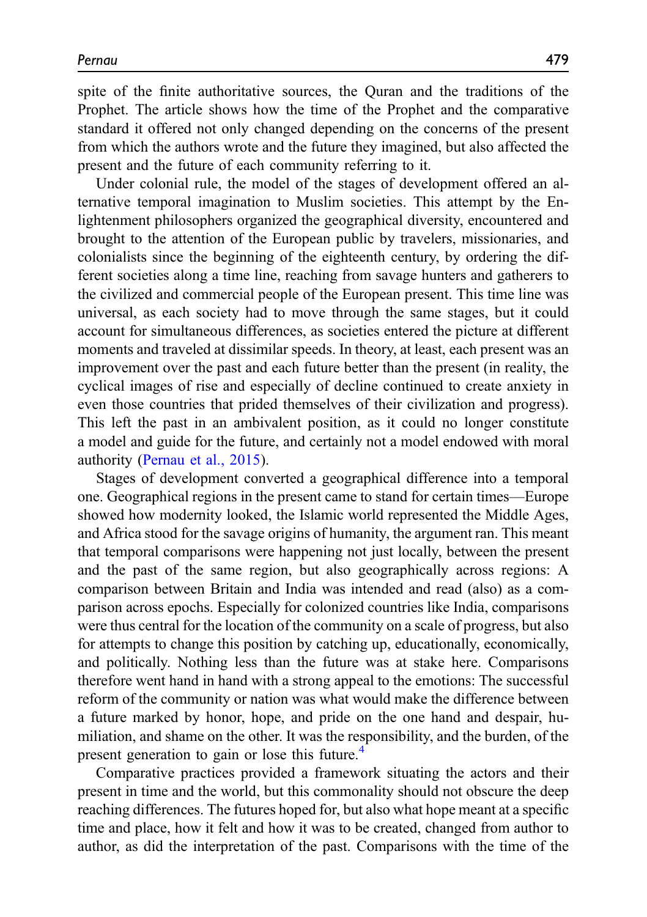spite of the finite authoritative sources, the Quran and the traditions of the Prophet. The article shows how the time of the Prophet and the comparative standard it offered not only changed depending on the concerns of the present from which the authors wrote and the future they imagined, but also affected the present and the future of each community referring to it.

Under colonial rule, the model of the stages of development offered an alternative temporal imagination to Muslim societies. This attempt by the Enlightenment philosophers organized the geographical diversity, encountered and brought to the attention of the European public by travelers, missionaries, and colonialists since the beginning of the eighteenth century, by ordering the different societies along a time line, reaching from savage hunters and gatherers to the civilized and commercial people of the European present. This time line was universal, as each society had to move through the same stages, but it could account for simultaneous differences, as societies entered the picture at different moments and traveled at dissimilar speeds. In theory, at least, each present was an improvement over the past and each future better than the present (in reality, the cyclical images of rise and especially of decline continued to create anxiety in even those countries that prided themselves of their civilization and progress). This left the past in an ambivalent position, as it could no longer constitute a model and guide for the future, and certainly not a model endowed with moral authority (Pernau et al., 2015).

Stages of development converted a geographical difference into a temporal one. Geographical regions in the present came to stand for certain times—Europe showed how modernity looked, the Islamic world represented the Middle Ages, and Africa stood for the savage origins of humanity, the argument ran. This meant that temporal comparisons were happening not just locally, between the present and the past of the same region, but also geographically across regions: A comparison between Britain and India was intended and read (also) as a comparison across epochs. Especially for colonized countries like India, comparisons were thus central for the location of the community on a scale of progress, but also for attempts to change this position by catching up, educationally, economically, and politically. Nothing less than the future was at stake here. Comparisons therefore went hand in hand with a strong appeal to the emotions: The successful reform of the community or nation was what would make the difference between a future marked by honor, hope, and pride on the one hand and despair, humiliation, and shame on the other. It was the responsibility, and the burden, of the present generation to gain or lose this future.[4]

Comparative practices provided a framework situating the actors and their present in time and the world, but this commonality should not obscure the deep reaching differences. The futures hoped for, but also what hope meant at a specific time and place, how it felt and how it was to be created, changed from author to author, as did the interpretation of the past. Comparisons with the time of the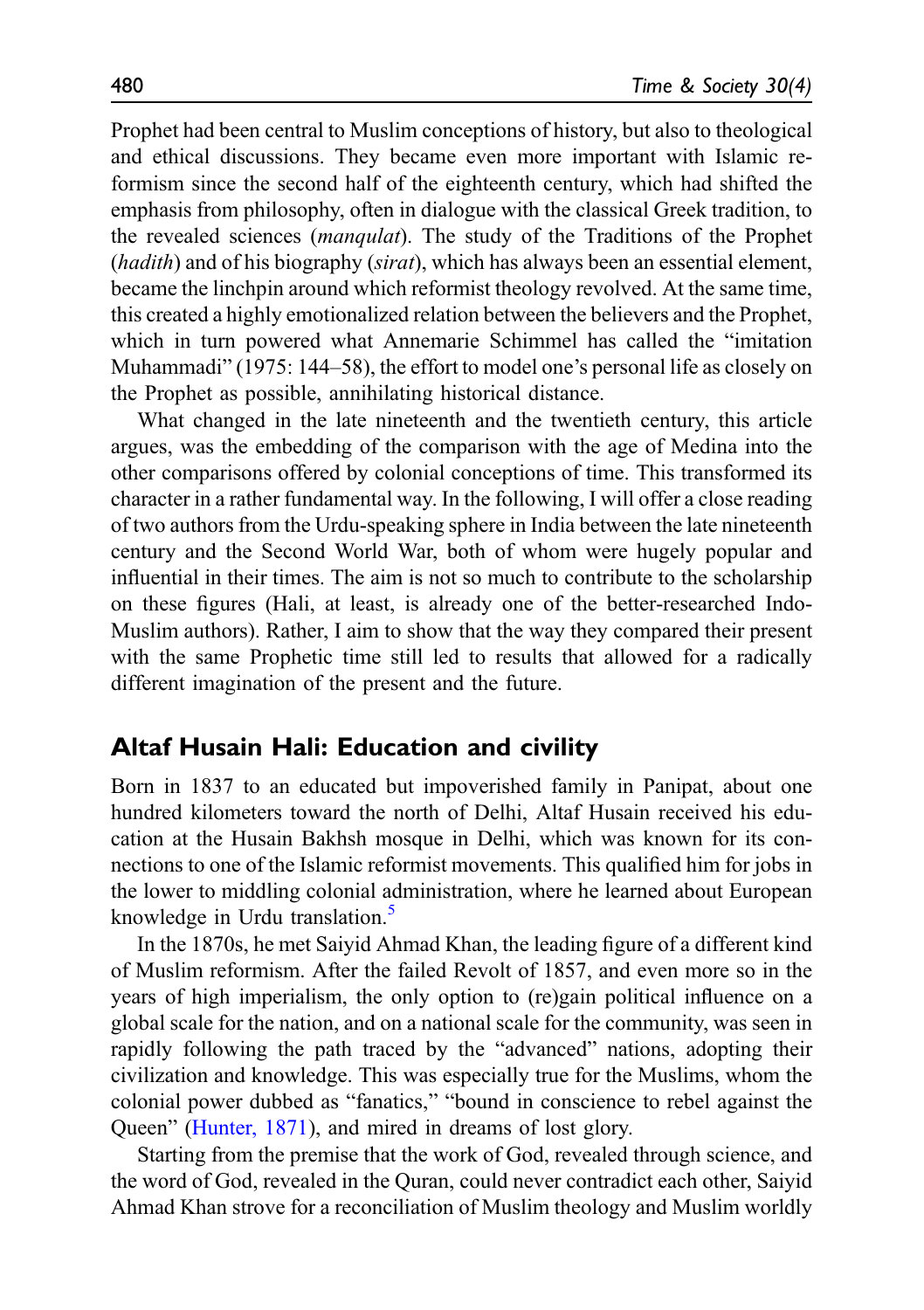Prophet had been central to Muslim conceptions of history, but also to theological and ethical discussions. They became even more important with Islamic reformism since the second half of the eighteenth century, which had shifted the emphasis from philosophy, often in dialogue with the classical Greek tradition, to the revealed sciences (*manqulat*). The study of the Traditions of the Prophet (*hadith*) and of his biography (*sirat*), which has always been an essential element, became the linchpin around which reformist theology revolved. At the same time, this created a highly emotionalized relation between the believers and the Prophet, which in turn powered what Annemarie Schimmel has called the "imitation Muhammadi" (1975: 144–58), the effort to model one's personal life as closely on the Prophet as possible, annihilating historical distance.

What changed in the late nineteenth and the twentieth century, this article argues, was the embedding of the comparison with the age of Medina into the other comparisons offered by colonial conceptions of time. This transformed its character in a rather fundamental way. In the following, I will offer a close reading of two authors from the Urdu-speaking sphere in India between the late nineteenth century and the Second World War, both of whom were hugely popular and influential in their times. The aim is not so much to contribute to the scholarship on these figures (Hali, at least, is already one of the better-researched Indo-Muslim authors). Rather, I aim to show that the way they compared their present with the same Prophetic time still led to results that allowed for a radically different imagination of the present and the future.

## Altaf Husain Hali: Education and civility

Born in 1837 to an educated but impoverished family in Panipat, about one hundred kilometers toward the north of Delhi, Altaf Husain received his education at the Husain Bakhsh mosque in Delhi, which was known for its connections to one of the Islamic reformist movements. This qualified him for jobs in the lower to middling colonial administration, where he learned about European knowledge in Urdu translation.[5]

In the 1870s, he met Saiyid Ahmad Khan, the leading figure of a different kind of Muslim reformism. After the failed Revolt of 1857, and even more so in the years of high imperialism, the only option to (re)gain political influence on a global scale for the nation, and on a national scale for the community, was seen in rapidly following the path traced by the "advanced" nations, adopting their civilization and knowledge. This was especially true for the Muslims, whom the colonial power dubbed as "fanatics," "bound in conscience to rebel against the Queen" (Hunter, 1871), and mired in dreams of lost glory.

Starting from the premise that the work of God, revealed through science, and the word of God, revealed in the Quran, could never contradict each other, Saiyid Ahmad Khan strove for a reconciliation of Muslim theology and Muslim worldly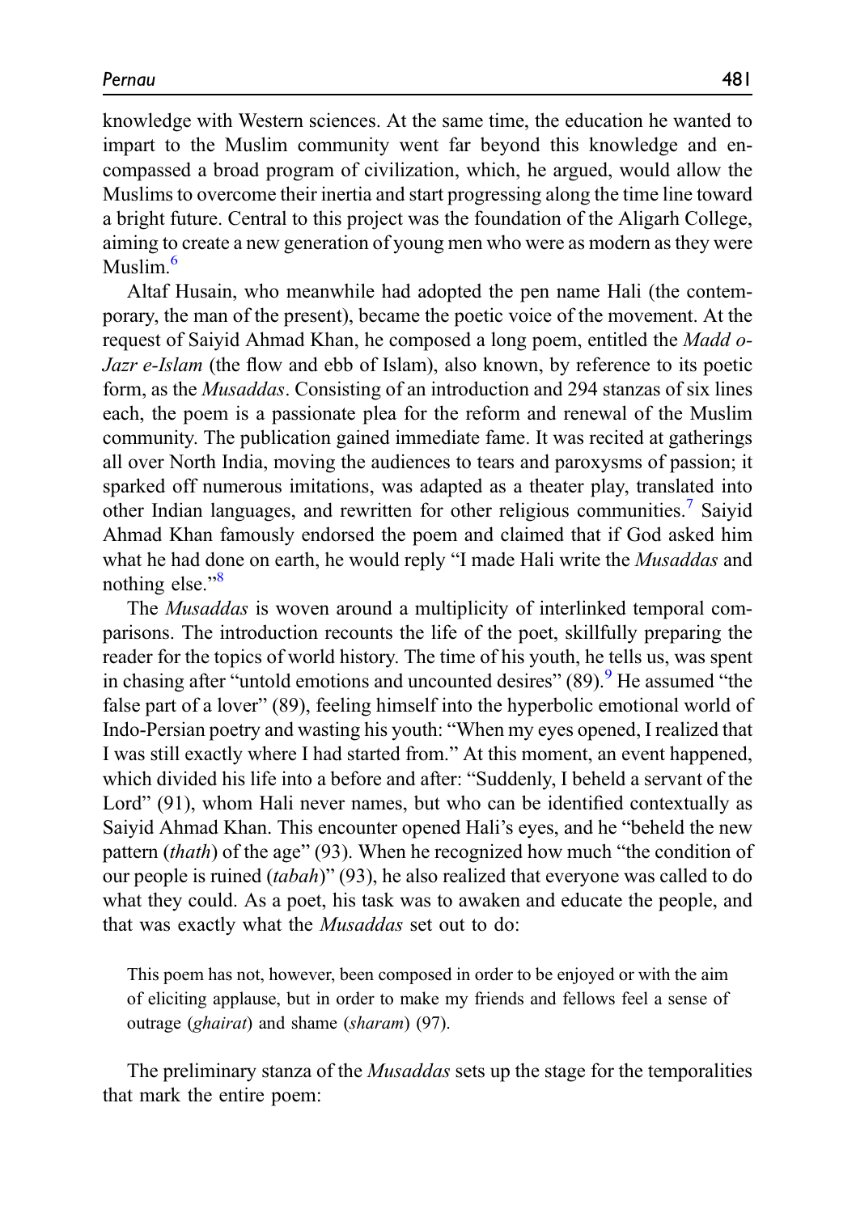knowledge with Western sciences. At the same time, the education he wanted to impart to the Muslim community went far beyond this knowledge and encompassed a broad program of civilization, which, he argued, would allow the Muslims to overcome their inertia and start progressing along the time line toward a bright future. Central to this project was the foundation of the Aligarh College, aiming to create a new generation of young men who were as modern as they were Muslim.[6]

Altaf Husain, who meanwhile had adopted the pen name Hali (the contemporary, the man of the present), became the poetic voice of the movement. At the request of Saiyid Ahmad Khan, he composed a long poem, entitled the *Madd o-Jazr e-Islam* (the flow and ebb of Islam), also known, by reference to its poetic form, as the *Musaddas*. Consisting of an introduction and 294 stanzas of six lines each, the poem is a passionate plea for the reform and renewal of the Muslim community. The publication gained immediate fame. It was recited at gatherings all over North India, moving the audiences to tears and paroxysms of passion; it sparked off numerous imitations, was adapted as a theater play, translated into other Indian languages, and rewritten for other religious communities.[7] Saiyid Ahmad Khan famously endorsed the poem and claimed that if God asked him what he had done on earth, he would reply "I made Hali write the *Musaddas* and nothing else."[8]

The *Musaddas* is woven around a multiplicity of interlinked temporal comparisons. The introduction recounts the life of the poet, skillfully preparing the reader for the topics of world history. The time of his youth, he tells us, was spent in chasing after "untold emotions and uncounted desires" (89).[9] He assumed "the false part of a lover" (89), feeling himself into the hyperbolic emotional world of Indo-Persian poetry and wasting his youth: "When my eyes opened, I realized that I was still exactly where I had started from." At this moment, an event happened, which divided his life into a before and after: "Suddenly, I beheld a servant of the Lord" (91), whom Hali never names, but who can be identified contextually as Saiyid Ahmad Khan. This encounter opened Hali's eyes, and he "beheld the new pattern (*thath*) of the age" (93). When he recognized how much "the condition of our people is ruined (*tabah*)" (93), he also realized that everyone was called to do what they could. As a poet, his task was to awaken and educate the people, and that was exactly what the *Musaddas* set out to do:

> This poem has not, however, been composed in order to be enjoyed or with the aim of eliciting applause, but in order to make my friends and fellows feel a sense of outrage (*ghairat*) and shame (*sharam*) (97).

The preliminary stanza of the *Musaddas* sets up the stage for the temporalities that mark the entire poem: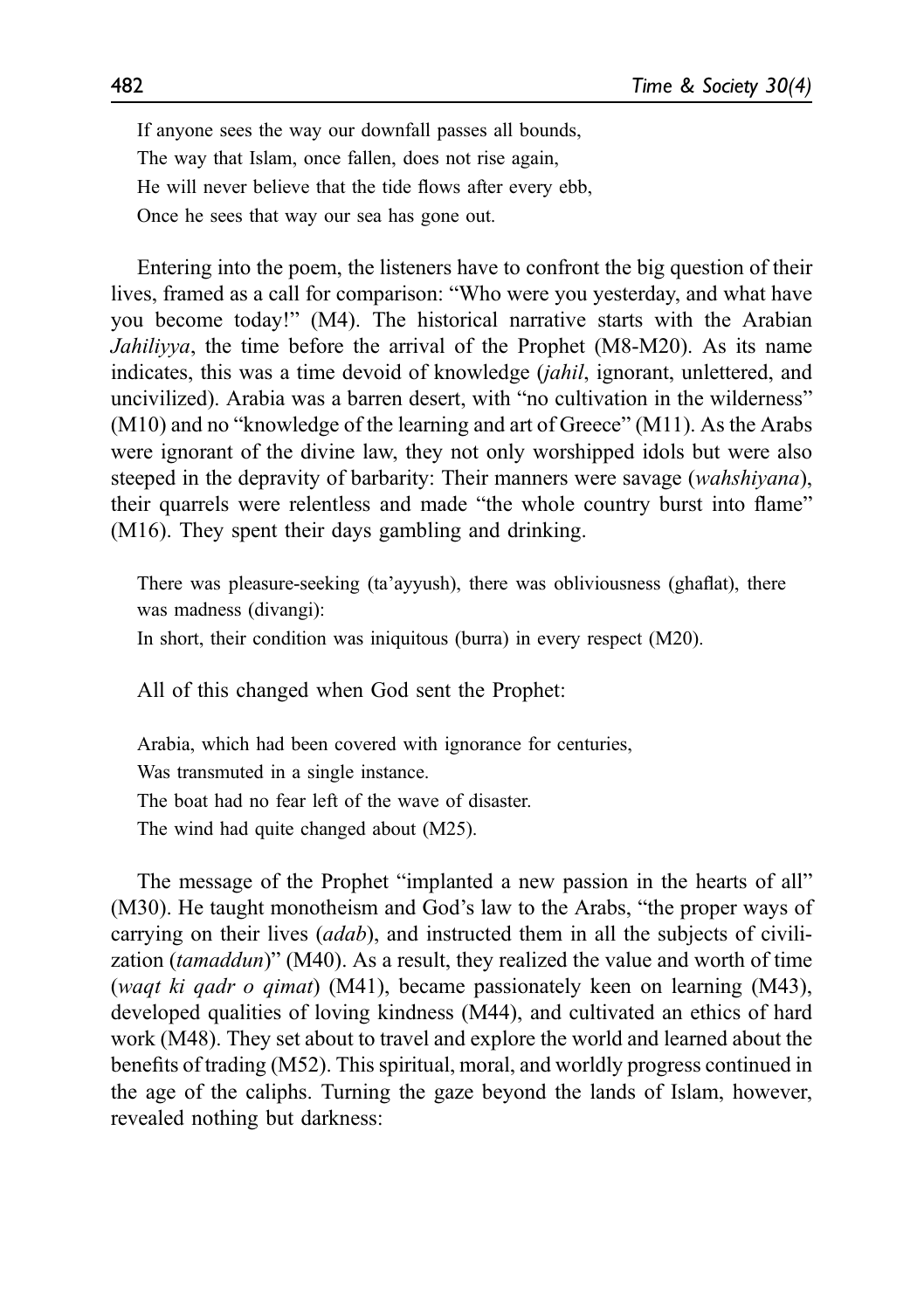> If anyone sees the way our downfall passes all bounds,
> The way that Islam, once fallen, does not rise again,
> He will never believe that the tide flows after every ebb,
> Once he sees that way our sea has gone out.

Entering into the poem, the listeners have to confront the big question of their lives, framed as a call for comparison: "Who were you yesterday, and what have you become today!" (M4). The historical narrative starts with the Arabian *Jahiliyya*, the time before the arrival of the Prophet (M8-M20). As its name indicates, this was a time devoid of knowledge (*jahil*, ignorant, unlettered, and uncivilized). Arabia was a barren desert, with "no cultivation in the wilderness" (M10) and no "knowledge of the learning and art of Greece" (M11). As the Arabs were ignorant of the divine law, they not only worshipped idols but were also steeped in the depravity of barbarity: Their manners were savage (*wahshiyana*), their quarrels were relentless and made "the whole country burst into flame" (M16). They spent their days gambling and drinking.

> There was pleasure-seeking (ta'ayyush), there was obliviousness (ghaflat), there was madness (divangi):
> In short, their condition was iniquitous (burra) in every respect (M20).

All of this changed when God sent the Prophet:

> Arabia, which had been covered with ignorance for centuries,
> Was transmuted in a single instance.
> The boat had no fear left of the wave of disaster.
> The wind had quite changed about (M25).

The message of the Prophet "implanted a new passion in the hearts of all" (M30). He taught monotheism and God's law to the Arabs, "the proper ways of carrying on their lives (*adab*), and instructed them in all the subjects of civilization (*tamaddun*)" (M40). As a result, they realized the value and worth of time (*waqt ki qadr o qimat*) (M41), became passionately keen on learning (M43), developed qualities of loving kindness (M44), and cultivated an ethics of hard work (M48). They set about to travel and explore the world and learned about the benefits of trading (M52). This spiritual, moral, and worldly progress continued in the age of the caliphs. Turning the gaze beyond the lands of Islam, however, revealed nothing but darkness: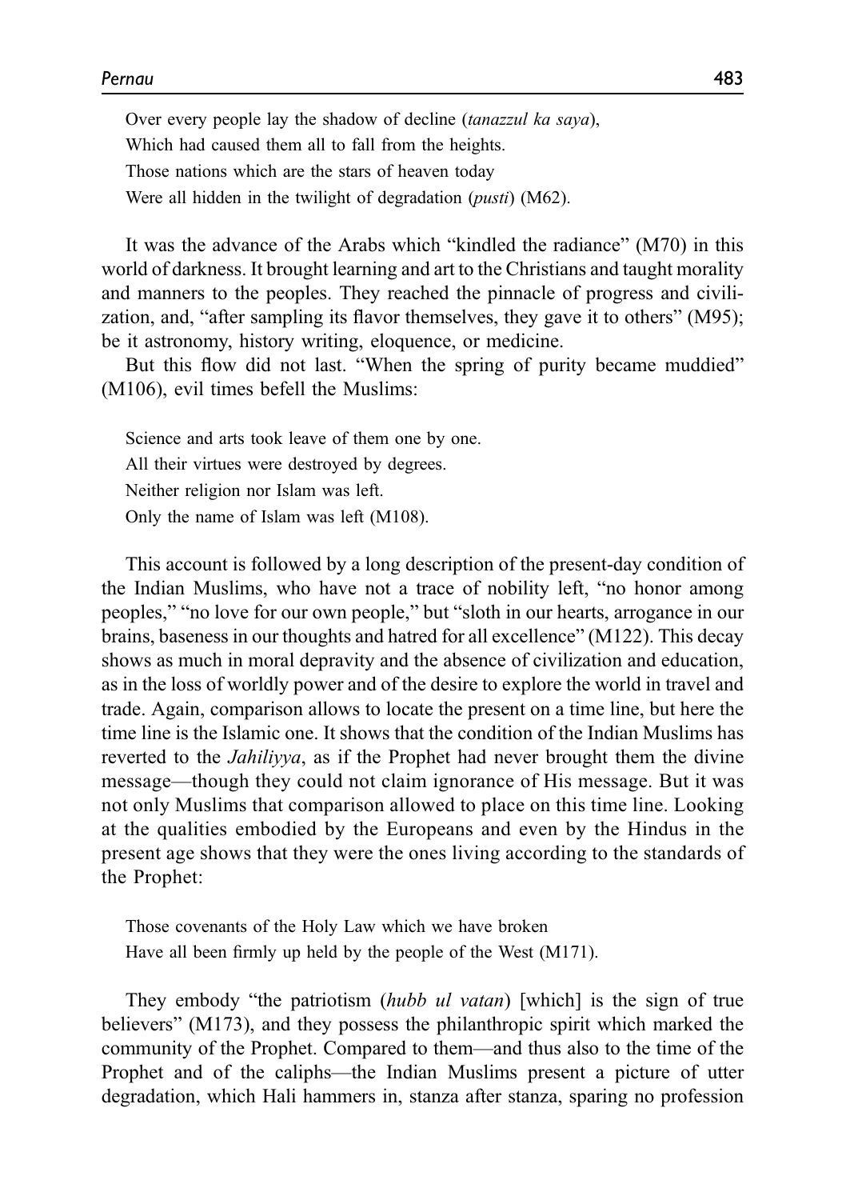> Over every people lay the shadow of decline (*tanazzul ka saya*),
> Which had caused them all to fall from the heights.
> Those nations which are the stars of heaven today
> Were all hidden in the twilight of degradation (*pusti*) (M62).

It was the advance of the Arabs which "kindled the radiance" (M70) in this world of darkness. It brought learning and art to the Christians and taught morality and manners to the peoples. They reached the pinnacle of progress and civilization, and, "after sampling its flavor themselves, they gave it to others" (M95); be it astronomy, history writing, eloquence, or medicine.

But this flow did not last. "When the spring of purity became muddied" (M106), evil times befell the Muslims:

> Science and arts took leave of them one by one.
> All their virtues were destroyed by degrees.
> Neither religion nor Islam was left.
> Only the name of Islam was left (M108).

This account is followed by a long description of the present-day condition of the Indian Muslims, who have not a trace of nobility left, "no honor among peoples," "no love for our own people," but "sloth in our hearts, arrogance in our brains, baseness in our thoughts and hatred for all excellence" (M122). This decay shows as much in moral depravity and the absence of civilization and education, as in the loss of worldly power and of the desire to explore the world in travel and trade. Again, comparison allows to locate the present on a time line, but here the time line is the Islamic one. It shows that the condition of the Indian Muslims has reverted to the *Jahiliyya*, as if the Prophet had never brought them the divine message—though they could not claim ignorance of His message. But it was not only Muslims that comparison allowed to place on this time line. Looking at the qualities embodied by the Europeans and even by the Hindus in the present age shows that they were the ones living according to the standards of the Prophet:

> Those covenants of the Holy Law which we have broken
> Have all been firmly up held by the people of the West (M171).

They embody "the patriotism (*hubb ul vatan*) [which] is the sign of true believers" (M173), and they possess the philanthropic spirit which marked the community of the Prophet. Compared to them—and thus also to the time of the Prophet and of the caliphs—the Indian Muslims present a picture of utter degradation, which Hali hammers in, stanza after stanza, sparing no profession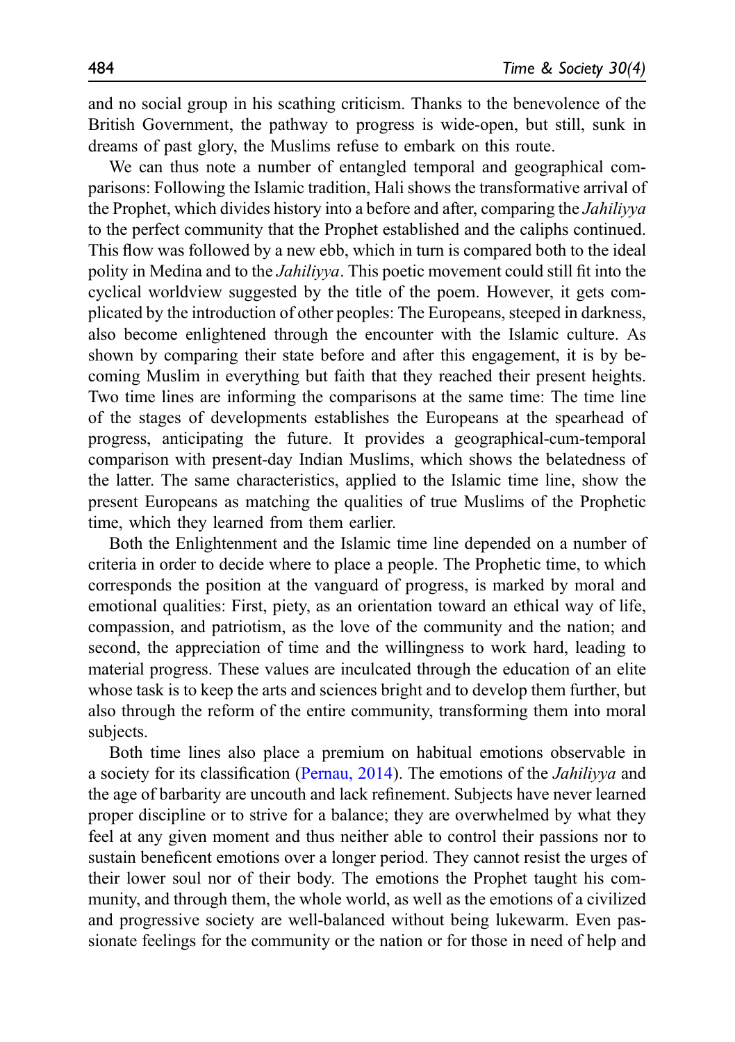and no social group in his scathing criticism. Thanks to the benevolence of the British Government, the pathway to progress is wide-open, but still, sunk in dreams of past glory, the Muslims refuse to embark on this route.

We can thus note a number of entangled temporal and geographical comparisons: Following the Islamic tradition, Hali shows the transformative arrival of the Prophet, which divides history into a before and after, comparing the *Jahiliyya* to the perfect community that the Prophet established and the caliphs continued. This flow was followed by a new ebb, which in turn is compared both to the ideal polity in Medina and to the *Jahiliyya*. This poetic movement could still fit into the cyclical worldview suggested by the title of the poem. However, it gets complicated by the introduction of other peoples: The Europeans, steeped in darkness, also become enlightened through the encounter with the Islamic culture. As shown by comparing their state before and after this engagement, it is by becoming Muslim in everything but faith that they reached their present heights. Two time lines are informing the comparisons at the same time: The time line of the stages of developments establishes the Europeans at the spearhead of progress, anticipating the future. It provides a geographical-cum-temporal comparison with present-day Indian Muslims, which shows the belatedness of the latter. The same characteristics, applied to the Islamic time line, show the present Europeans as matching the qualities of true Muslims of the Prophetic time, which they learned from them earlier.

Both the Enlightenment and the Islamic time line depended on a number of criteria in order to decide where to place a people. The Prophetic time, to which corresponds the position at the vanguard of progress, is marked by moral and emotional qualities: First, piety, as an orientation toward an ethical way of life, compassion, and patriotism, as the love of the community and the nation; and second, the appreciation of time and the willingness to work hard, leading to material progress. These values are inculcated through the education of an elite whose task is to keep the arts and sciences bright and to develop them further, but also through the reform of the entire community, transforming them into moral subjects.

Both time lines also place a premium on habitual emotions observable in a society for its classification (Pernau, 2014). The emotions of the *Jahiliyya* and the age of barbarity are uncouth and lack refinement. Subjects have never learned proper discipline or to strive for a balance; they are overwhelmed by what they feel at any given moment and thus neither able to control their passions nor to sustain beneficent emotions over a longer period. They cannot resist the urges of their lower soul nor of their body. The emotions the Prophet taught his community, and through them, the whole world, as well as the emotions of a civilized and progressive society are well-balanced without being lukewarm. Even passionate feelings for the community or the nation or for those in need of help and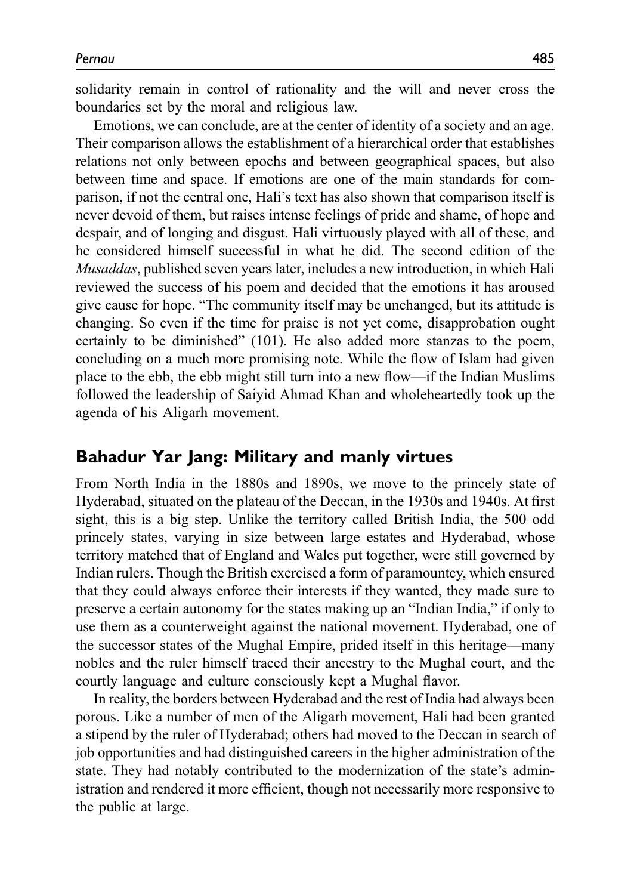solidarity remain in control of rationality and the will and never cross the boundaries set by the moral and religious law.

Emotions, we can conclude, are at the center of identity of a society and an age. Their comparison allows the establishment of a hierarchical order that establishes relations not only between epochs and between geographical spaces, but also between time and space. If emotions are one of the main standards for comparison, if not the central one, Hali's text has also shown that comparison itself is never devoid of them, but raises intense feelings of pride and shame, of hope and despair, and of longing and disgust. Hali virtuously played with all of these, and he considered himself successful in what he did. The second edition of the *Musaddas*, published seven years later, includes a new introduction, in which Hali reviewed the success of his poem and decided that the emotions it has aroused give cause for hope. "The community itself may be unchanged, but its attitude is changing. So even if the time for praise is not yet come, disapprobation ought certainly to be diminished" (101). He also added more stanzas to the poem, concluding on a much more promising note. While the flow of Islam had given place to the ebb, the ebb might still turn into a new flow—if the Indian Muslims followed the leadership of Saiyid Ahmad Khan and wholeheartedly took up the agenda of his Aligarh movement.

## Bahadur Yar Jang: Military and manly virtues

From North India in the 1880s and 1890s, we move to the princely state of Hyderabad, situated on the plateau of the Deccan, in the 1930s and 1940s. At first sight, this is a big step. Unlike the territory called British India, the 500 odd princely states, varying in size between large estates and Hyderabad, whose territory matched that of England and Wales put together, were still governed by Indian rulers. Though the British exercised a form of paramountcy, which ensured that they could always enforce their interests if they wanted, they made sure to preserve a certain autonomy for the states making up an "Indian India," if only to use them as a counterweight against the national movement. Hyderabad, one of the successor states of the Mughal Empire, prided itself in this heritage—many nobles and the ruler himself traced their ancestry to the Mughal court, and the courtly language and culture consciously kept a Mughal flavor.

In reality, the borders between Hyderabad and the rest of India had always been porous. Like a number of men of the Aligarh movement, Hali had been granted a stipend by the ruler of Hyderabad; others had moved to the Deccan in search of job opportunities and had distinguished careers in the higher administration of the state. They had notably contributed to the modernization of the state's administration and rendered it more efficient, though not necessarily more responsive to the public at large.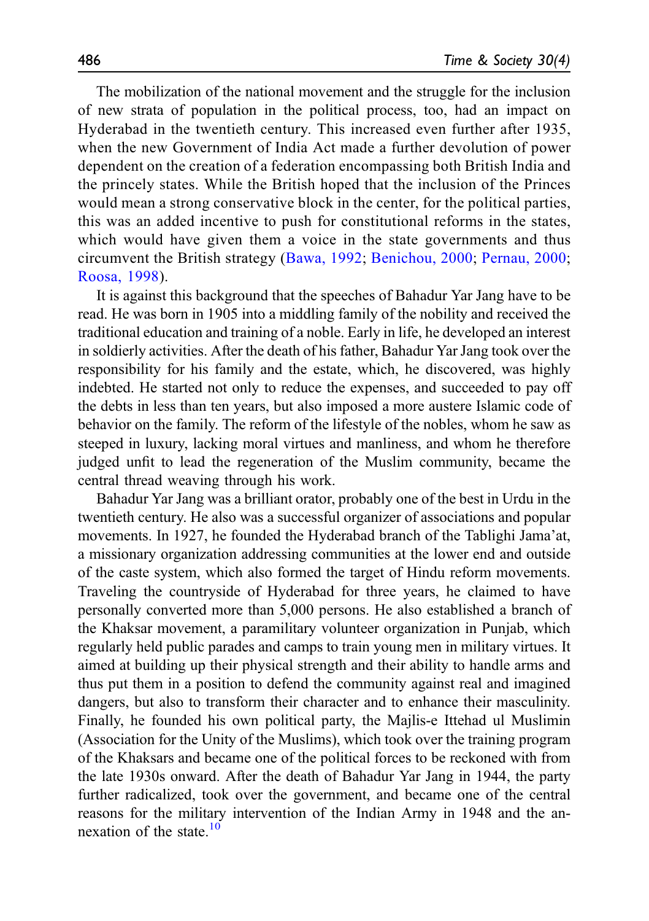The mobilization of the national movement and the struggle for the inclusion of new strata of population in the political process, too, had an impact on Hyderabad in the twentieth century. This increased even further after 1935, when the new Government of India Act made a further devolution of power dependent on the creation of a federation encompassing both British India and the princely states. While the British hoped that the inclusion of the Princes would mean a strong conservative block in the center, for the political parties, this was an added incentive to push for constitutional reforms in the states, which would have given them a voice in the state governments and thus circumvent the British strategy (Bawa, 1992; Benichou, 2000; Pernau, 2000; Roosa, 1998).

It is against this background that the speeches of Bahadur Yar Jang have to be read. He was born in 1905 into a middling family of the nobility and received the traditional education and training of a noble. Early in life, he developed an interest in soldierly activities. After the death of his father, Bahadur Yar Jang took over the responsibility for his family and the estate, which, he discovered, was highly indebted. He started not only to reduce the expenses, and succeeded to pay off the debts in less than ten years, but also imposed a more austere Islamic code of behavior on the family. The reform of the lifestyle of the nobles, whom he saw as steeped in luxury, lacking moral virtues and manliness, and whom he therefore judged unfit to lead the regeneration of the Muslim community, became the central thread weaving through his work.

Bahadur Yar Jang was a brilliant orator, probably one of the best in Urdu in the twentieth century. He also was a successful organizer of associations and popular movements. In 1927, he founded the Hyderabad branch of the Tablighi Jama'at, a missionary organization addressing communities at the lower end and outside of the caste system, which also formed the target of Hindu reform movements. Traveling the countryside of Hyderabad for three years, he claimed to have personally converted more than 5,000 persons. He also established a branch of the Khaksar movement, a paramilitary volunteer organization in Punjab, which regularly held public parades and camps to train young men in military virtues. It aimed at building up their physical strength and their ability to handle arms and thus put them in a position to defend the community against real and imagined dangers, but also to transform their character and to enhance their masculinity. Finally, he founded his own political party, the Majlis-e Ittehad ul Muslimin (Association for the Unity of the Muslims), which took over the training program of the Khaksars and became one of the political forces to be reckoned with from the late 1930s onward. After the death of Bahadur Yar Jang in 1944, the party further radicalized, took over the government, and became one of the central reasons for the military intervention of the Indian Army in 1948 and the annexation of the state.[10]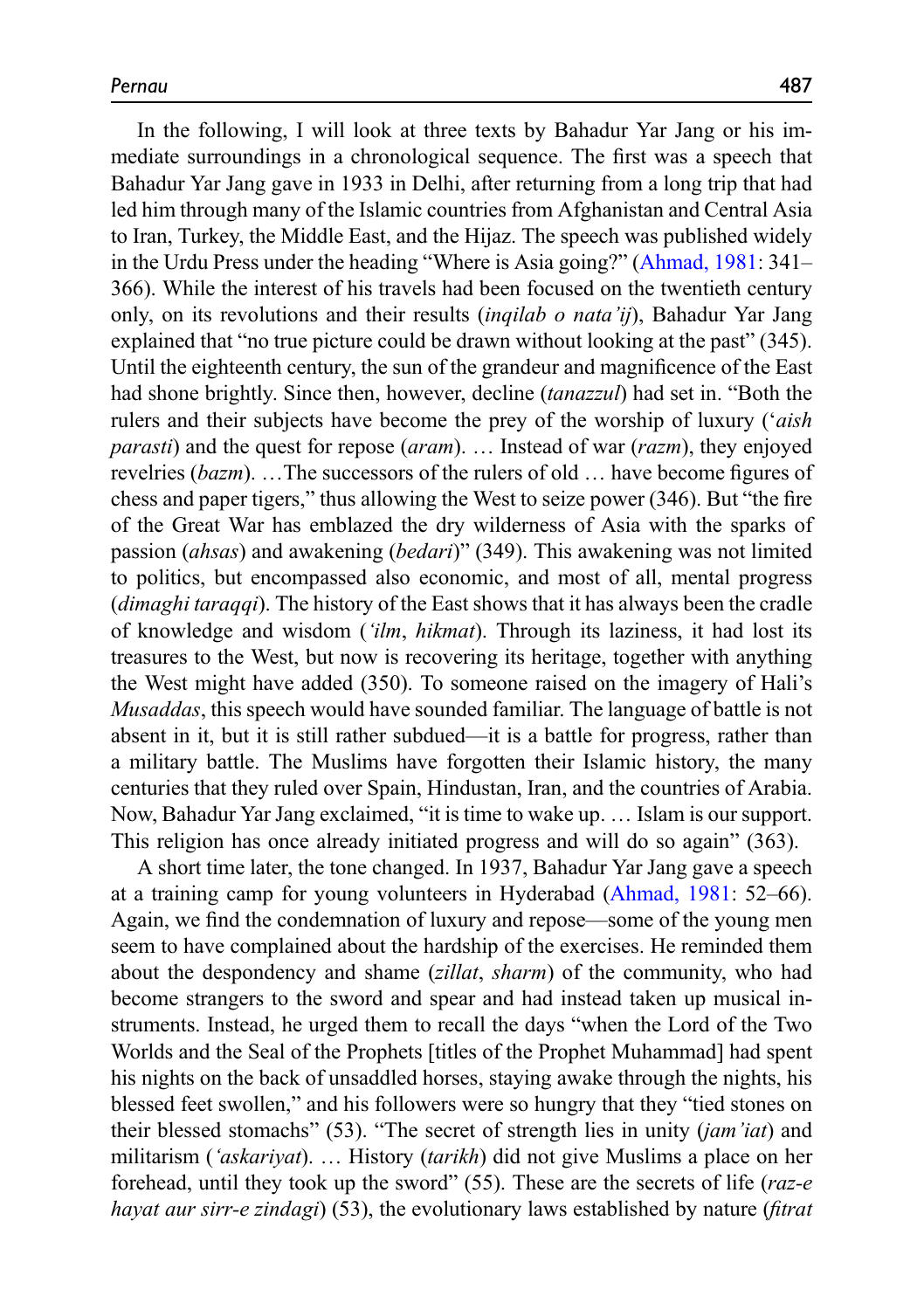In the following, I will look at three texts by Bahadur Yar Jang or his immediate surroundings in a chronological sequence. The first was a speech that Bahadur Yar Jang gave in 1933 in Delhi, after returning from a long trip that had led him through many of the Islamic countries from Afghanistan and Central Asia to Iran, Turkey, the Middle East, and the Hijaz. The speech was published widely in the Urdu Press under the heading "Where is Asia going?" (Ahmad, 1981: 341–366). While the interest of his travels had been focused on the twentieth century only, on its revolutions and their results (*inqilab o nata'ij*), Bahadur Yar Jang explained that "no true picture could be drawn without looking at the past" (345). Until the eighteenth century, the sun of the grandeur and magnificence of the East had shone brightly. Since then, however, decline (*tanazzul*) had set in. "Both the rulers and their subjects have become the prey of the worship of luxury (*'aish parasti*) and the quest for repose (*aram*). … Instead of war (*razm*), they enjoyed revelries (*bazm*). …The successors of the rulers of old … have become figures of chess and paper tigers," thus allowing the West to seize power (346). But "the fire of the Great War has emblazed the dry wilderness of Asia with the sparks of passion (*ahsas*) and awakening (*bedari*)" (349). This awakening was not limited to politics, but encompassed also economic, and most of all, mental progress (*dimaghi taraqqi*). The history of the East shows that it has always been the cradle of knowledge and wisdom (*'ilm*, *hikmat*). Through its laziness, it had lost its treasures to the West, but now is recovering its heritage, together with anything the West might have added (350). To someone raised on the imagery of Hali's *Musaddas*, this speech would have sounded familiar. The language of battle is not absent in it, but it is still rather subdued—it is a battle for progress, rather than a military battle. The Muslims have forgotten their Islamic history, the many centuries that they ruled over Spain, Hindustan, Iran, and the countries of Arabia. Now, Bahadur Yar Jang exclaimed, "it is time to wake up. … Islam is our support. This religion has once already initiated progress and will do so again" (363).

A short time later, the tone changed. In 1937, Bahadur Yar Jang gave a speech at a training camp for young volunteers in Hyderabad (Ahmad, 1981: 52–66). Again, we find the condemnation of luxury and repose—some of the young men seem to have complained about the hardship of the exercises. He reminded them about the despondency and shame (*zillat*, *sharm*) of the community, who had become strangers to the sword and spear and had instead taken up musical instruments. Instead, he urged them to recall the days "when the Lord of the Two Worlds and the Seal of the Prophets [titles of the Prophet Muhammad] had spent his nights on the back of unsaddled horses, staying awake through the nights, his blessed feet swollen," and his followers were so hungry that they "tied stones on their blessed stomachs" (53). "The secret of strength lies in unity (*jam'iat*) and militarism (*'askariyat*). … History (*tarikh*) did not give Muslims a place on her forehead, until they took up the sword" (55). These are the secrets of life (*raz-e hayat aur sirr-e zindagi*) (53), the evolutionary laws established by nature (*fitrat*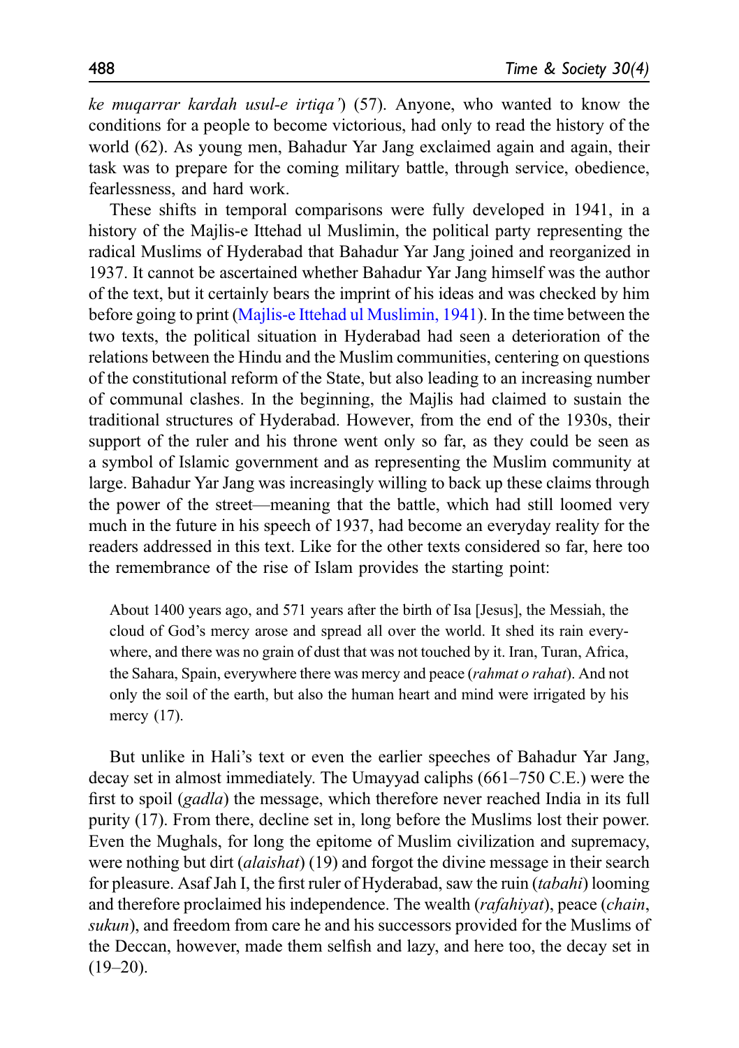*ke muqarrar kardah usul-e irtiqa'*) (57). Anyone, who wanted to know the conditions for a people to become victorious, had only to read the history of the world (62). As young men, Bahadur Yar Jang exclaimed again and again, their task was to prepare for the coming military battle, through service, obedience, fearlessness, and hard work.

These shifts in temporal comparisons were fully developed in 1941, in a history of the Majlis-e Ittehad ul Muslimin, the political party representing the radical Muslims of Hyderabad that Bahadur Yar Jang joined and reorganized in 1937. It cannot be ascertained whether Bahadur Yar Jang himself was the author of the text, but it certainly bears the imprint of his ideas and was checked by him before going to print (Majlis-e Ittehad ul Muslimin, 1941). In the time between the two texts, the political situation in Hyderabad had seen a deterioration of the relations between the Hindu and the Muslim communities, centering on questions of the constitutional reform of the State, but also leading to an increasing number of communal clashes. In the beginning, the Majlis had claimed to sustain the traditional structures of Hyderabad. However, from the end of the 1930s, their support of the ruler and his throne went only so far, as they could be seen as a symbol of Islamic government and as representing the Muslim community at large. Bahadur Yar Jang was increasingly willing to back up these claims through the power of the street—meaning that the battle, which had still loomed very much in the future in his speech of 1937, had become an everyday reality for the readers addressed in this text. Like for the other texts considered so far, here too the remembrance of the rise of Islam provides the starting point:

> About 1400 years ago, and 571 years after the birth of Isa [Jesus], the Messiah, the cloud of God's mercy arose and spread all over the world. It shed its rain everywhere, and there was no grain of dust that was not touched by it. Iran, Turan, Africa, the Sahara, Spain, everywhere there was mercy and peace (*rahmat o rahat*). And not only the soil of the earth, but also the human heart and mind were irrigated by his mercy (17).

But unlike in Hali's text or even the earlier speeches of Bahadur Yar Jang, decay set in almost immediately. The Umayyad caliphs (661–750 C.E.) were the first to spoil (*gadla*) the message, which therefore never reached India in its full purity (17). From there, decline set in, long before the Muslims lost their power. Even the Mughals, for long the epitome of Muslim civilization and supremacy, were nothing but dirt (*alaishat*) (19) and forgot the divine message in their search for pleasure. Asaf Jah I, the first ruler of Hyderabad, saw the ruin (*tabahi*) looming and therefore proclaimed his independence. The wealth (*rafahiyat*), peace (*chain*, *sukun*), and freedom from care he and his successors provided for the Muslims of the Deccan, however, made them selfish and lazy, and here too, the decay set in (19–20).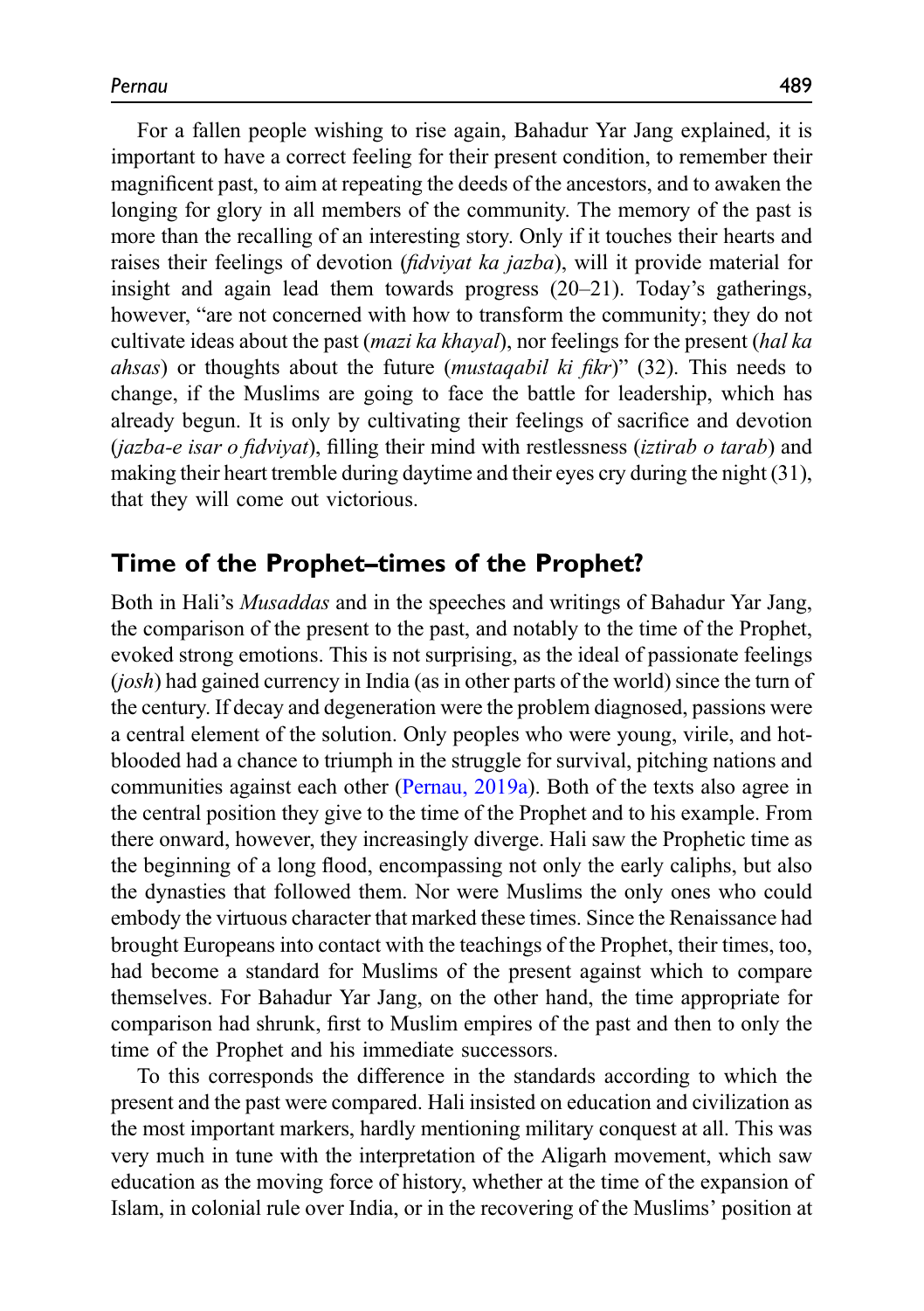For a fallen people wishing to rise again, Bahadur Yar Jang explained, it is important to have a correct feeling for their present condition, to remember their magnificent past, to aim at repeating the deeds of the ancestors, and to awaken the longing for glory in all members of the community. The memory of the past is more than the recalling of an interesting story. Only if it touches their hearts and raises their feelings of devotion (*fidviyat ka jazba*), will it provide material for insight and again lead them towards progress (20–21). Today's gatherings, however, "are not concerned with how to transform the community; they do not cultivate ideas about the past (*mazi ka khayal*), nor feelings for the present (*hal ka ahsas*) or thoughts about the future (*mustaqabil ki fikr*)" (32). This needs to change, if the Muslims are going to face the battle for leadership, which has already begun. It is only by cultivating their feelings of sacrifice and devotion (*jazba-e isar o fidviyat*), filling their mind with restlessness (*iztirab o tarab*) and making their heart tremble during daytime and their eyes cry during the night (31), that they will come out victorious.

## Time of the Prophet–times of the Prophet?

Both in Hali's *Musaddas* and in the speeches and writings of Bahadur Yar Jang, the comparison of the present to the past, and notably to the time of the Prophet, evoked strong emotions. This is not surprising, as the ideal of passionate feelings (*josh*) had gained currency in India (as in other parts of the world) since the turn of the century. If decay and degeneration were the problem diagnosed, passions were a central element of the solution. Only peoples who were young, virile, and hot-blooded had a chance to triumph in the struggle for survival, pitching nations and communities against each other (Pernau, 2019a). Both of the texts also agree in the central position they give to the time of the Prophet and to his example. From there onward, however, they increasingly diverge. Hali saw the Prophetic time as the beginning of a long flood, encompassing not only the early caliphs, but also the dynasties that followed them. Nor were Muslims the only ones who could embody the virtuous character that marked these times. Since the Renaissance had brought Europeans into contact with the teachings of the Prophet, their times, too, had become a standard for Muslims of the present against which to compare themselves. For Bahadur Yar Jang, on the other hand, the time appropriate for comparison had shrunk, first to Muslim empires of the past and then to only the time of the Prophet and his immediate successors.

To this corresponds the difference in the standards according to which the present and the past were compared. Hali insisted on education and civilization as the most important markers, hardly mentioning military conquest at all. This was very much in tune with the interpretation of the Aligarh movement, which saw education as the moving force of history, whether at the time of the expansion of Islam, in colonial rule over India, or in the recovering of the Muslims' position at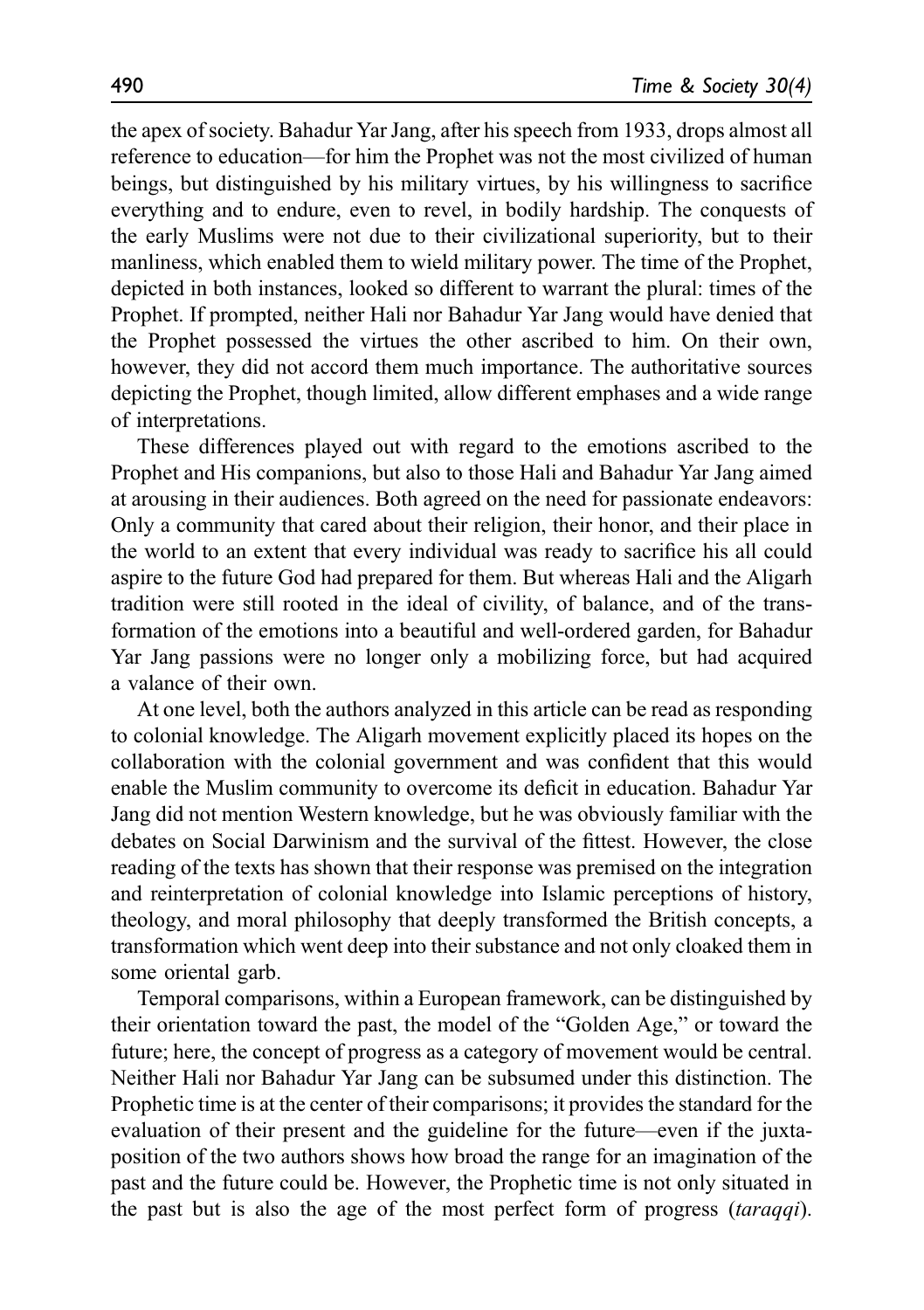the apex of society. Bahadur Yar Jang, after his speech from 1933, drops almost all reference to education—for him the Prophet was not the most civilized of human beings, but distinguished by his military virtues, by his willingness to sacrifice everything and to endure, even to revel, in bodily hardship. The conquests of the early Muslims were not due to their civilizational superiority, but to their manliness, which enabled them to wield military power. The time of the Prophet, depicted in both instances, looked so different to warrant the plural: times of the Prophet. If prompted, neither Hali nor Bahadur Yar Jang would have denied that the Prophet possessed the virtues the other ascribed to him. On their own, however, they did not accord them much importance. The authoritative sources depicting the Prophet, though limited, allow different emphases and a wide range of interpretations.

These differences played out with regard to the emotions ascribed to the Prophet and His companions, but also to those Hali and Bahadur Yar Jang aimed at arousing in their audiences. Both agreed on the need for passionate endeavors: Only a community that cared about their religion, their honor, and their place in the world to an extent that every individual was ready to sacrifice his all could aspire to the future God had prepared for them. But whereas Hali and the Aligarh tradition were still rooted in the ideal of civility, of balance, and of the transformation of the emotions into a beautiful and well-ordered garden, for Bahadur Yar Jang passions were no longer only a mobilizing force, but had acquired a valance of their own.

At one level, both the authors analyzed in this article can be read as responding to colonial knowledge. The Aligarh movement explicitly placed its hopes on the collaboration with the colonial government and was confident that this would enable the Muslim community to overcome its deficit in education. Bahadur Yar Jang did not mention Western knowledge, but he was obviously familiar with the debates on Social Darwinism and the survival of the fittest. However, the close reading of the texts has shown that their response was premised on the integration and reinterpretation of colonial knowledge into Islamic perceptions of history, theology, and moral philosophy that deeply transformed the British concepts, a transformation which went deep into their substance and not only cloaked them in some oriental garb.

Temporal comparisons, within a European framework, can be distinguished by their orientation toward the past, the model of the "Golden Age," or toward the future; here, the concept of progress as a category of movement would be central. Neither Hali nor Bahadur Yar Jang can be subsumed under this distinction. The Prophetic time is at the center of their comparisons; it provides the standard for the evaluation of their present and the guideline for the future—even if the juxtaposition of the two authors shows how broad the range for an imagination of the past and the future could be. However, the Prophetic time is not only situated in the past but is also the age of the most perfect form of progress (*taraqqi*).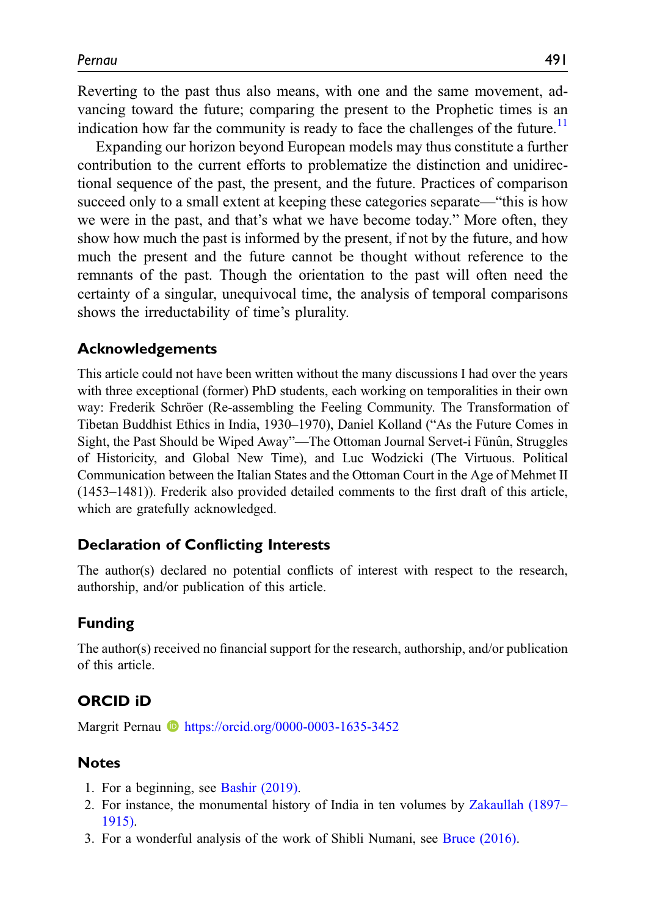Reverting to the past thus also means, with one and the same movement, advancing toward the future; comparing the present to the Prophetic times is an indication how far the community is ready to face the challenges of the future.[11]

Expanding our horizon beyond European models may thus constitute a further contribution to the current efforts to problematize the distinction and unidirectional sequence of the past, the present, and the future. Practices of comparison succeed only to a small extent at keeping these categories separate—"this is how we were in the past, and that's what we have become today." More often, they show how much the past is informed by the present, if not by the future, and how much the present and the future cannot be thought without reference to the remnants of the past. Though the orientation to the past will often need the certainty of a singular, unequivocal time, the analysis of temporal comparisons shows the irreductability of time's plurality.

## Acknowledgements

This article could not have been written without the many discussions I had over the years with three exceptional (former) PhD students, each working on temporalities in their own way: Frederik Schröer (Re-assembling the Feeling Community. The Transformation of Tibetan Buddhist Ethics in India, 1930–1970), Daniel Kolland ("As the Future Comes in Sight, the Past Should be Wiped Away"—The Ottoman Journal Servet-i Fünûn, Struggles of Historicity, and Global New Time), and Luc Wodzicki (The Virtuous. Political Communication between the Italian States and the Ottoman Court in the Age of Mehmet II (1453–1481)). Frederik also provided detailed comments to the first draft of this article, which are gratefully acknowledged.

## Declaration of Conflicting Interests

The author(s) declared no potential conflicts of interest with respect to the research, authorship, and/or publication of this article.

## Funding

The author(s) received no financial support for the research, authorship, and/or publication of this article.

## ORCID iD

Margrit Pernau https://orcid.org/0000-0003-1635-3452

## Notes

1. For a beginning, see Bashir (2019).
2. For instance, the monumental history of India in ten volumes by Zakaullah (1897–1915).
3. For a wonderful analysis of the work of Shibli Numani, see Bruce (2016).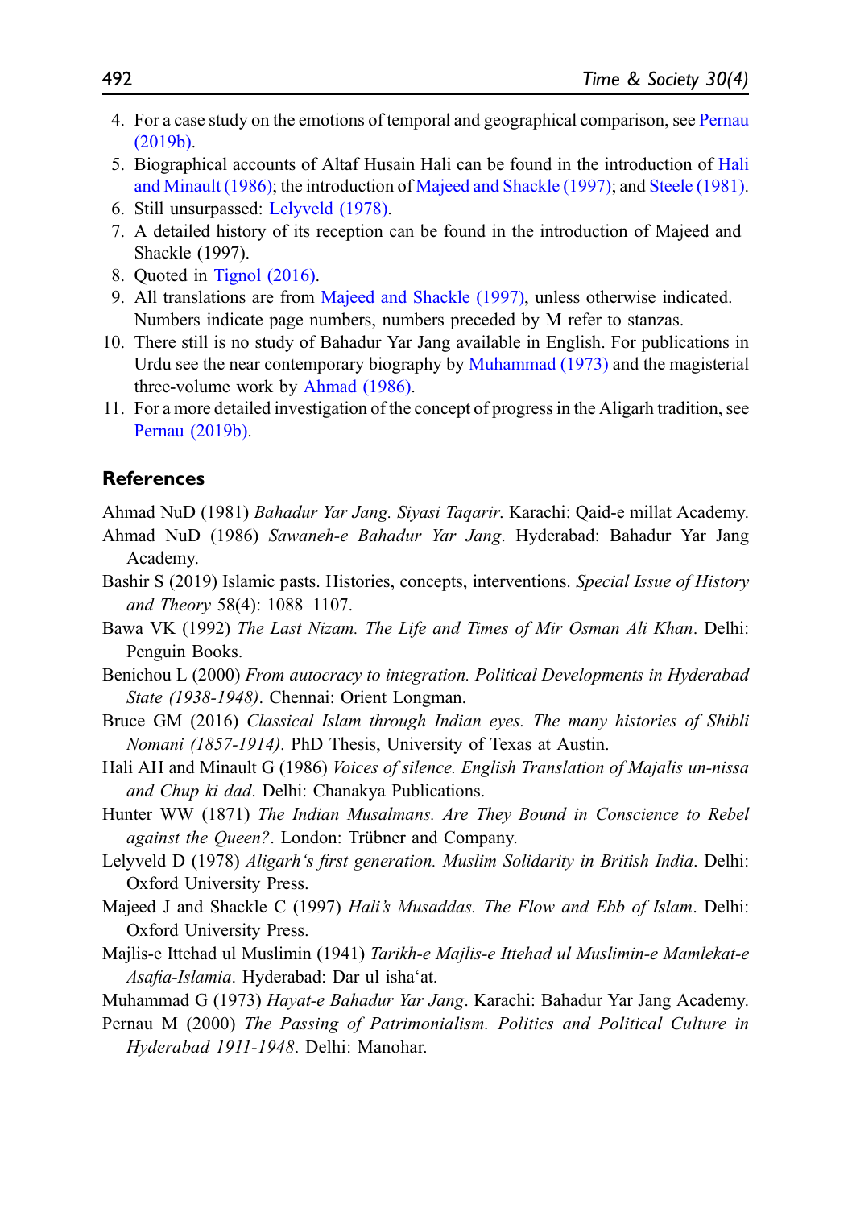4. For a case study on the emotions of temporal and geographical comparison, see Pernau (2019b).
5. Biographical accounts of Altaf Husain Hali can be found in the introduction of Hali and Minault (1986); the introduction of Majeed and Shackle (1997); and Steele (1981).
6. Still unsurpassed: Lelyveld (1978).
7. A detailed history of its reception can be found in the introduction of Majeed and Shackle (1997).
8. Quoted in Tignol (2016).
9. All translations are from Majeed and Shackle (1997), unless otherwise indicated. Numbers indicate page numbers, numbers preceded by M refer to stanzas.
10. There still is no study of Bahadur Yar Jang available in English. For publications in Urdu see the near contemporary biography by Muhammad (1973) and the magisterial three-volume work by Ahmad (1986).
11. For a more detailed investigation of the concept of progress in the Aligarh tradition, see Pernau (2019b).

## References

Ahmad NuD (1981) *Bahadur Yar Jang. Siyasi Taqarir*. Karachi: Qaid-e millat Academy.

Ahmad NuD (1986) *Sawaneh-e Bahadur Yar Jang*. Hyderabad: Bahadur Yar Jang Academy.

Bashir S (2019) Islamic pasts. Histories, concepts, interventions. *Special Issue of History and Theory* 58(4): 1088–1107.

Bawa VK (1992) *The Last Nizam. The Life and Times of Mir Osman Ali Khan*. Delhi: Penguin Books.

Benichou L (2000) *From autocracy to integration. Political Developments in Hyderabad State (1938-1948)*. Chennai: Orient Longman.

Bruce GM (2016) *Classical Islam through Indian eyes. The many histories of Shibli Nomani (1857-1914)*. PhD Thesis, University of Texas at Austin.

Hali AH and Minault G (1986) *Voices of silence. English Translation of Majalis un-nissa and Chup ki dad*. Delhi: Chanakya Publications.

Hunter WW (1871) *The Indian Musalmans. Are They Bound in Conscience to Rebel against the Queen?*. London: Trübner and Company.

Lelyveld D (1978) *Aligarh's first generation. Muslim Solidarity in British India*. Delhi: Oxford University Press.

Majeed J and Shackle C (1997) *Hali's Musaddas. The Flow and Ebb of Islam*. Delhi: Oxford University Press.

Majlis-e Ittehad ul Muslimin (1941) *Tarikh-e Majlis-e Ittehad ul Muslimin-e Mamlekat-e Asafia-Islamia*. Hyderabad: Dar ul isha'at.

Muhammad G (1973) *Hayat-e Bahadur Yar Jang*. Karachi: Bahadur Yar Jang Academy.

Pernau M (2000) *The Passing of Patrimonialism. Politics and Political Culture in Hyderabad 1911-1948*. Delhi: Manohar.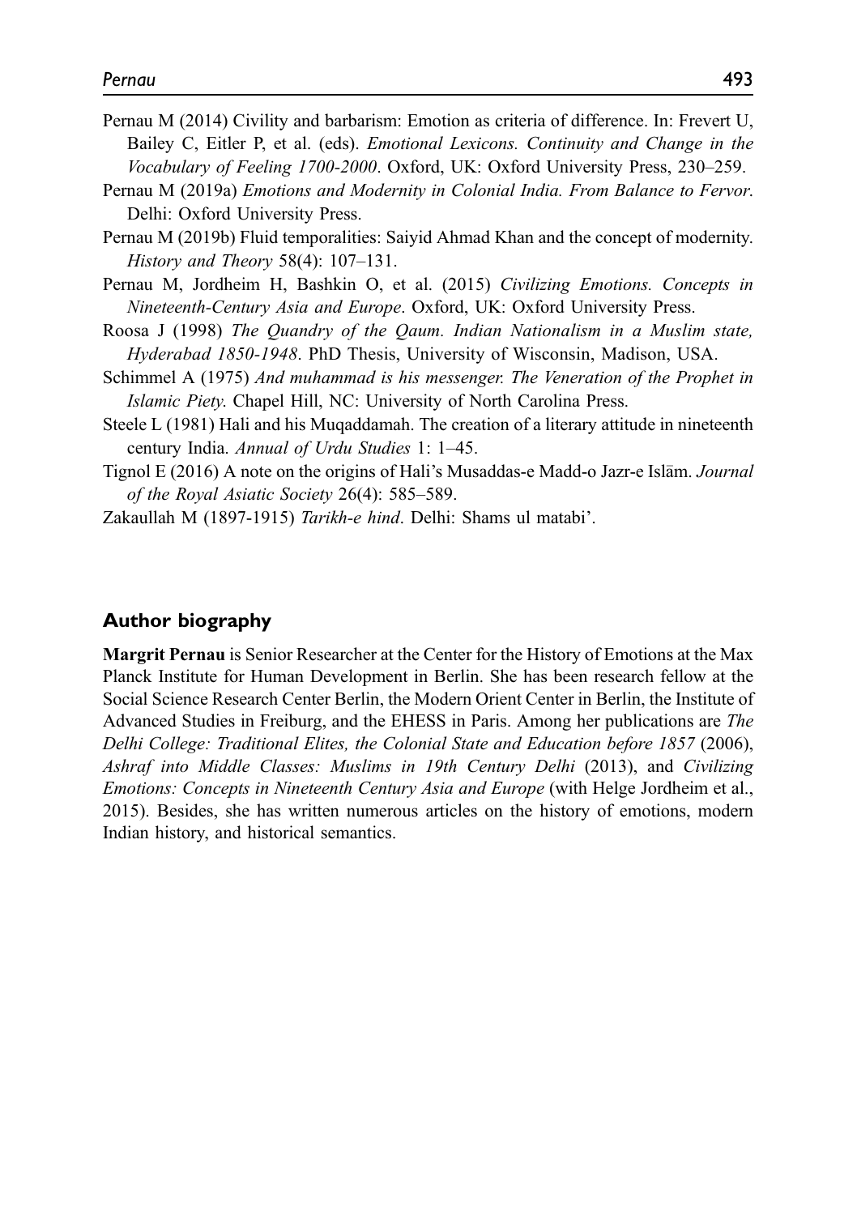Pernau M (2014) Civility and barbarism: Emotion as criteria of difference. In: Frevert U, Bailey C, Eitler P, et al. (eds). *Emotional Lexicons. Continuity and Change in the Vocabulary of Feeling 1700-2000*. Oxford, UK: Oxford University Press, 230–259.

Pernau M (2019a) *Emotions and Modernity in Colonial India. From Balance to Fervor*. Delhi: Oxford University Press.

Pernau M (2019b) Fluid temporalities: Saiyid Ahmad Khan and the concept of modernity. *History and Theory* 58(4): 107–131.

Pernau M, Jordheim H, Bashkin O, et al. (2015) *Civilizing Emotions. Concepts in Nineteenth-Century Asia and Europe*. Oxford, UK: Oxford University Press.

Roosa J (1998) *The Quandry of the Qaum. Indian Nationalism in a Muslim state, Hyderabad 1850-1948*. PhD Thesis, University of Wisconsin, Madison, USA.

Schimmel A (1975) *And muhammad is his messenger. The Veneration of the Prophet in Islamic Piety*. Chapel Hill, NC: University of North Carolina Press.

Steele L (1981) Hali and his Muqaddamah. The creation of a literary attitude in nineteenth century India. *Annual of Urdu Studies* 1: 1–45.

Tignol E (2016) A note on the origins of Hali's Musaddas-e Madd-o Jazr-e Islām. *Journal of the Royal Asiatic Society* 26(4): 585–589.

Zakaullah M (1897-1915) *Tarikh-e hind*. Delhi: Shams ul matabi'.

## Author biography

**Margrit Pernau** is Senior Researcher at the Center for the History of Emotions at the Max Planck Institute for Human Development in Berlin. She has been research fellow at the Social Science Research Center Berlin, the Modern Orient Center in Berlin, the Institute of Advanced Studies in Freiburg, and the EHESS in Paris. Among her publications are *The Delhi College: Traditional Elites, the Colonial State and Education before 1857* (2006), *Ashraf into Middle Classes: Muslims in 19th Century Delhi* (2013), and *Civilizing Emotions: Concepts in Nineteenth Century Asia and Europe* (with Helge Jordheim et al., 2015). Besides, she has written numerous articles on the history of emotions, modern Indian history, and historical semantics.